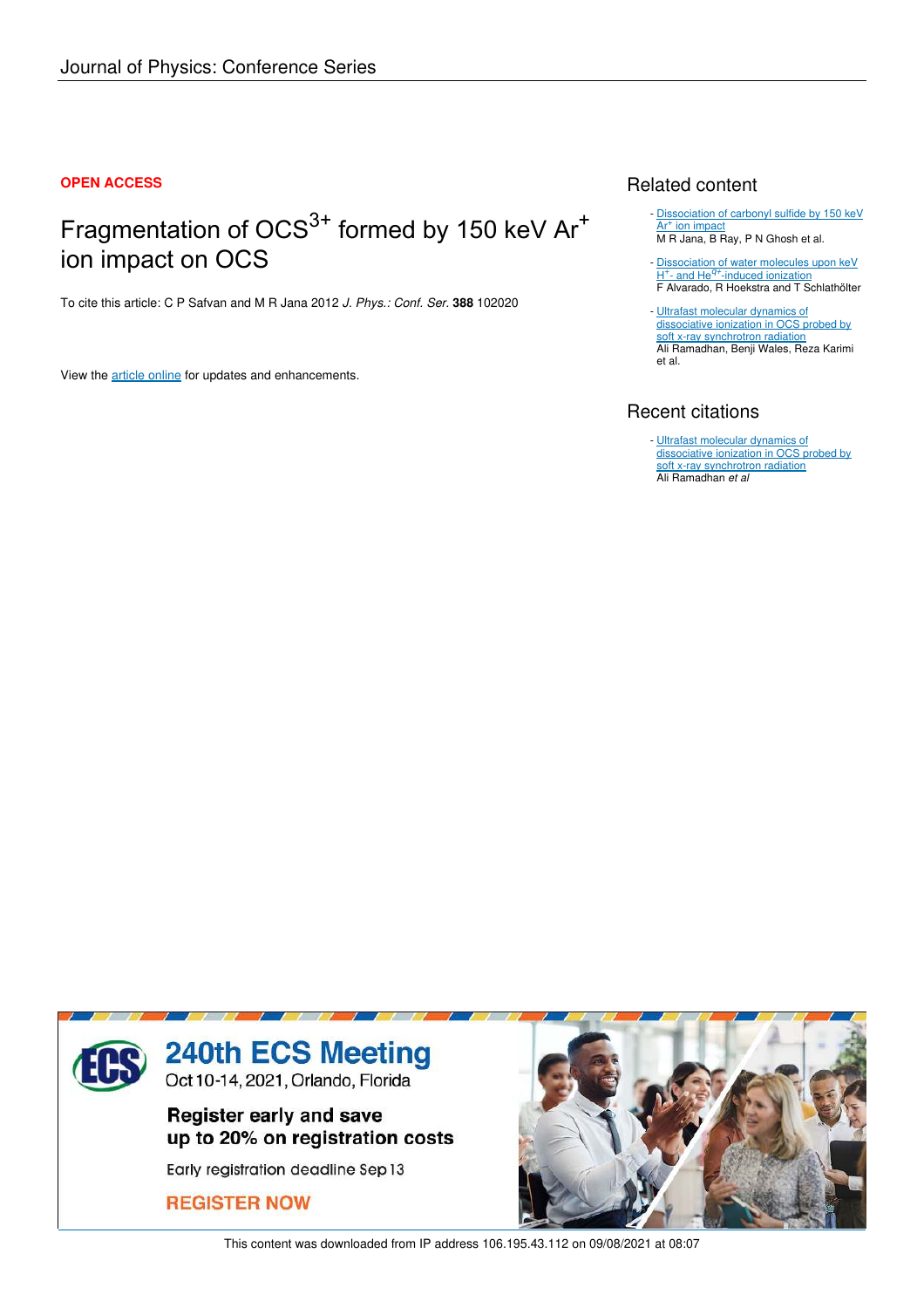Journal of Physics: Conference Series

**OPEN ACCESS**

# Fragmentation of $OCS^{3+}$ formed by 150 keV $Ar^+$ ion impact on OCS

To cite this article: C P Safvan and M R Jana 2012 *J. Phys.: Conf. Ser.* **388** 102020

View the article online for updates and enhancements.

## Related content

- Dissociation of carbonyl sulfide by 150 keV $Ar^+$ ion impact
  M R Jana, B Ray, P N Ghosh et al.
- Dissociation of water molecules upon keV $H^+$- and $He^{q+}$-induced ionization
  F Alvarado, R Hoekstra and T Schlathölter
- Ultrafast molecular dynamics of dissociative ionization in OCS probed by soft x-ray synchrotron radiation
  Ali Ramadhan, Benji Wales, Reza Karimi et al.

## Recent citations

- Ultrafast molecular dynamics of dissociative ionization in OCS probed by soft x-ray synchrotron radiation
  Ali Ramadhan *et al*

240th ECS Meeting
Oct 10-14, 2021, Orlando, Florida

Register early and save up to 20% on registration costs

Early registration deadline Sep 13

REGISTER NOW

This content was downloaded from IP address 106.195.43.112 on 09/08/2021 at 08:07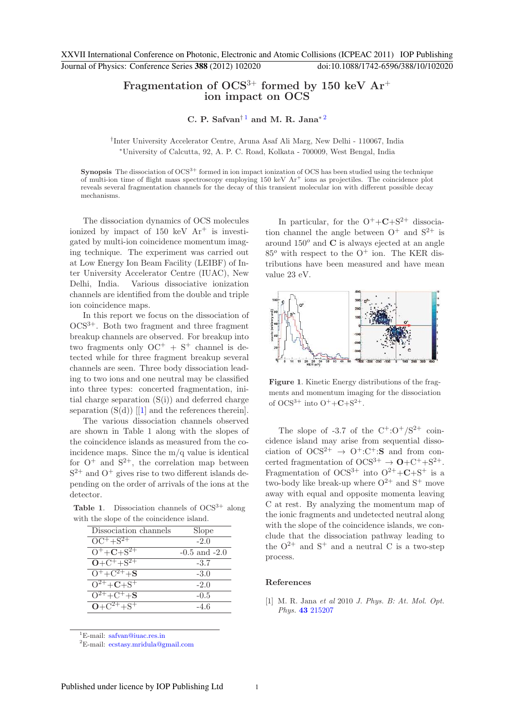# Fragmentation of $OCS^{3+}$ formed by 150 keV $Ar^{+}$ ion impact on OCS

**C. P. Safvan**[†1] **and M. R. Jana**[*2]

[†]Inter University Accelerator Centre, Aruna Asaf Ali Marg, New Delhi - 110067, India

[*]University of Calcutta, 92, A. P. C. Road, Kolkata - 700009, West Bengal, India

**Synopsis** The dissociation of $OCS^{3+}$ formed in ion impact ionization of OCS has been studied using the technique of multi-ion time of flight mass spectroscopy employing 150 keV $Ar^{+}$ ions as projectiles. The coincidence plot reveals several fragmentation channels for the decay of this transient molecular ion with different possible decay mechanisms.

The dissociation dynamics of OCS molecules ionized by impact of 150 keV $Ar^{+}$ is investigated by multi-ion coincidence momentum imaging technique. The experiment was carried out at Low Energy Ion Beam Facility (LEIBF) of Inter University Accelerator Centre (IUAC), New Delhi, India. Various dissociative ionization channels are identified from the double and triple ion coincidence maps.

In this report we focus on the dissociation of $OCS^{3+}$. Both two fragment and three fragment breakup channels are observed. For breakup into two fragments only $OC^{+}$ + $S^{+}$ channel is detected while for three fragment breakup several channels are seen. Three body dissociation leading to two ions and one neutral may be classified into three types: concerted fragmentation, initial charge separation (S(i)) and deferred charge separation (S(d)) [[1] and the references therein].

The various dissociation channels observed are shown in Table 1 along with the slopes of the coincidence islands as measured from the coincidence maps. Since the m/q value is identical for $O^{+}$ and $S^{2+}$, the correlation map between $S^{2+}$ and $O^{+}$ gives rise to two different islands depending on the order of arrivals of the ions at the detector.

**Table 1.** Dissociation channels of $OCS^{3+}$ along with the slope of the coincidence island.

| Dissociation channels | Slope |
|---|---|
| $OC^{+}$+$S^{2+}$ | -2.0 |
| $O^{+}$+**C**+$S^{2+}$ | -0.5 and -2.0 |
| **O**+$C^{+}$+$S^{2+}$ | -3.7 |
| $O^{+}$+$C^{2+}$+**S** | -3.0 |
| $O^{2+}$+**C**+$S^{+}$ | -2.0 |
| $O^{2+}$+$C^{+}$+**S** | -0.5 |
| **O**+$C^{2+}$+$S^{+}$ | -4.6 |

In particular, for the $O^{+}$+**C**+$S^{2+}$ dissociation channel the angle between $O^{+}$ and $S^{2+}$ is around $150^{o}$ and **C** is always ejected at an angle $85^{o}$ with respect to the $O^{+}$ ion. The KER distributions have been measured and have mean value 23 eV.

C
O+
S2+
counts (arbitrary units)
KER (eV)
S2+
O+
C

**Figure 1**. Kinetic Energy distributions of the fragments and momentum imaging for the dissociation of $OCS^{3+}$ into $O^{+}$+**C**+$S^{2+}$.

The slope of -3.7 of the $C^{+}$:$O^{+}$/$S^{2+}$ coincidence island may arise from sequential dissociation of $OCS^{2+}$ → $O^{+}$:$C^{+}$:**S** and from concerted fragmentation of $OCS^{3+}$ → **O**+$C^{+}$+$S^{2+}$. Fragmentation of $OCS^{3+}$ into $O^{2+}$+**C**+$S^{+}$ is a two-body like break-up where $O^{2+}$ and $S^{+}$ move away with equal and opposite momenta leaving C at rest. By analyzing the momentum map of the ionic fragments and undetected neutral along with the slope of the coincidence islands, we conclude that the dissociation pathway leading to the $O^{2+}$ and $S^{+}$ and a neutral C is a two-step process.

## References

[1] M. R. Jana *et al* 2010 *J. Phys. B: At. Mol. Opt. Phys.* **43** 215207

[1]E-mail: safvan@iuac.res.in

[2]E-mail: ecstasy.mridula@gmail.com